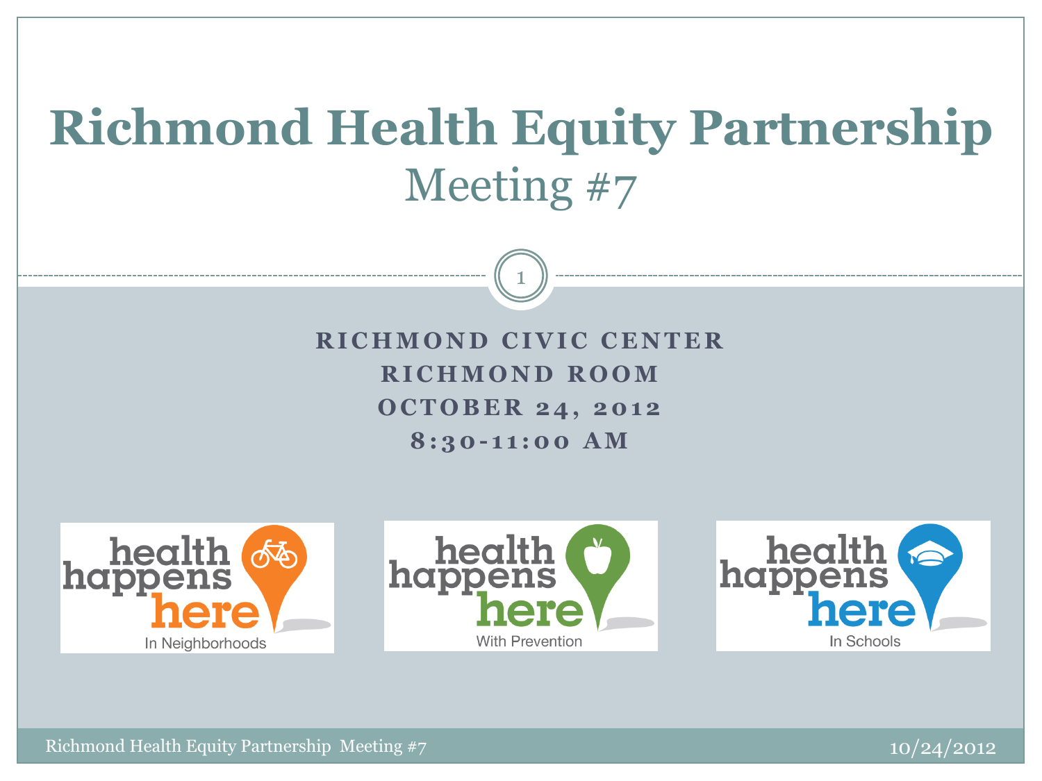# Richmond Health Equity Partnership

## Meeting #7

**RICHMOND CIVIC CENTER**
**RICHMOND ROOM**
**OCTOBER 24, 2012**
**8:30-11:00 AM**

health happens here
In Neighborhoods

health happens here
With Prevention

health happens here
In Schools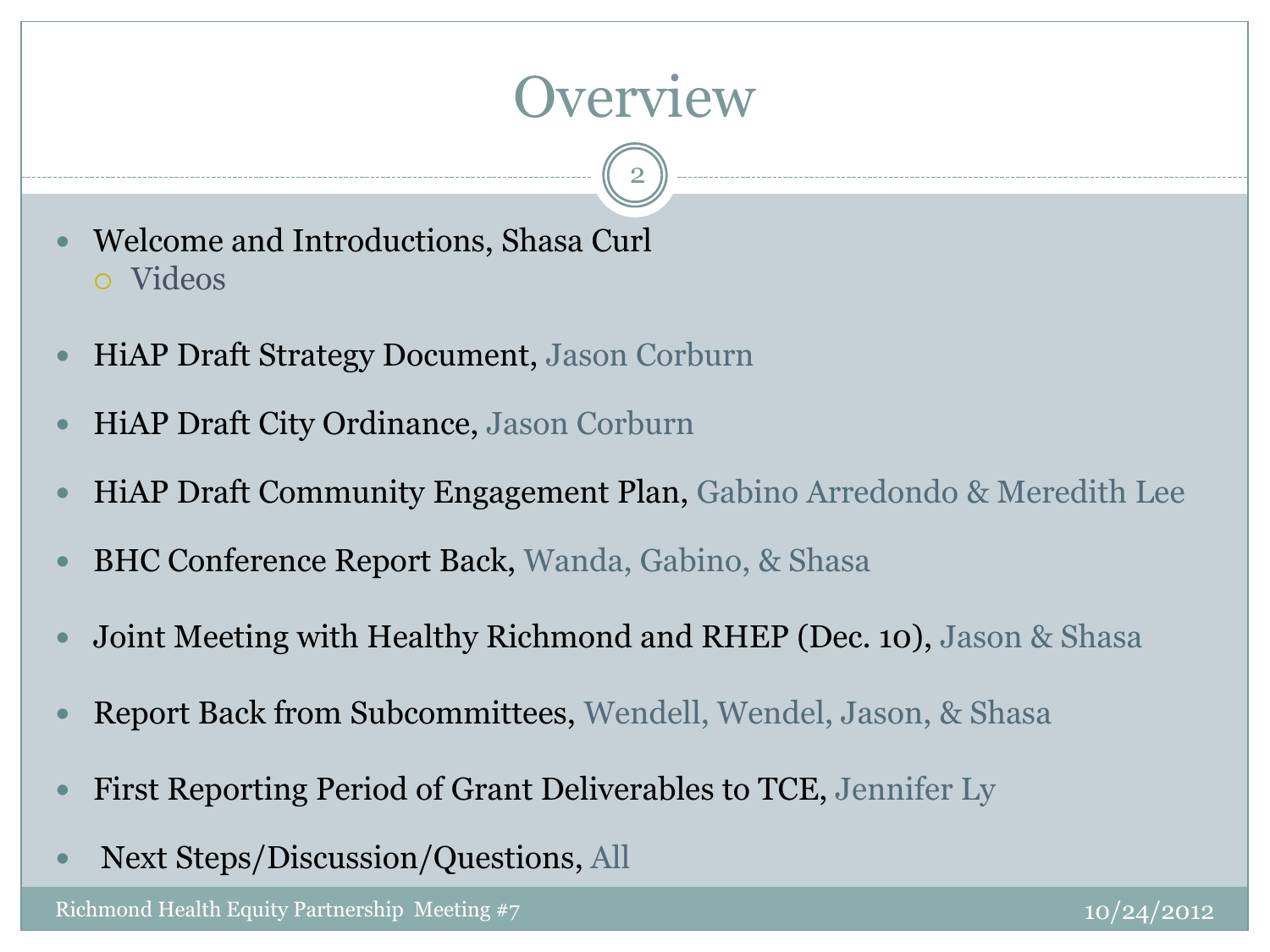# Overview

- Welcome and Introductions, Shasa Curl
  - Videos
- HiAP Draft Strategy Document, Jason Corburn
- HiAP Draft City Ordinance, Jason Corburn
- HiAP Draft Community Engagement Plan, Gabino Arredondo & Meredith Lee
- BHC Conference Report Back, Wanda, Gabino, & Shasa
- Joint Meeting with Healthy Richmond and RHEP (Dec. 10), Jason & Shasa
- Report Back from Subcommittees, Wendell, Wendel, Jason, & Shasa
- First Reporting Period of Grant Deliverables to TCE, Jennifer Ly
- Next Steps/Discussion/Questions, All

Richmond Health Equity Partnership Meeting #7 10/24/2012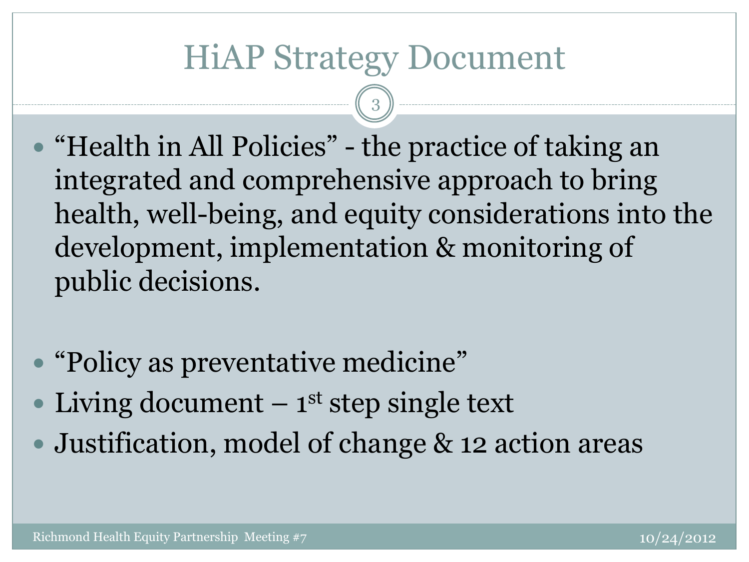# HiAP Strategy Document

- “Health in All Policies” - the practice of taking an integrated and comprehensive approach to bring health, well-being, and equity considerations into the development, implementation & monitoring of public decisions.

- “Policy as preventative medicine”
- Living document – 1st step single text
- Justification, model of change & 12 action areas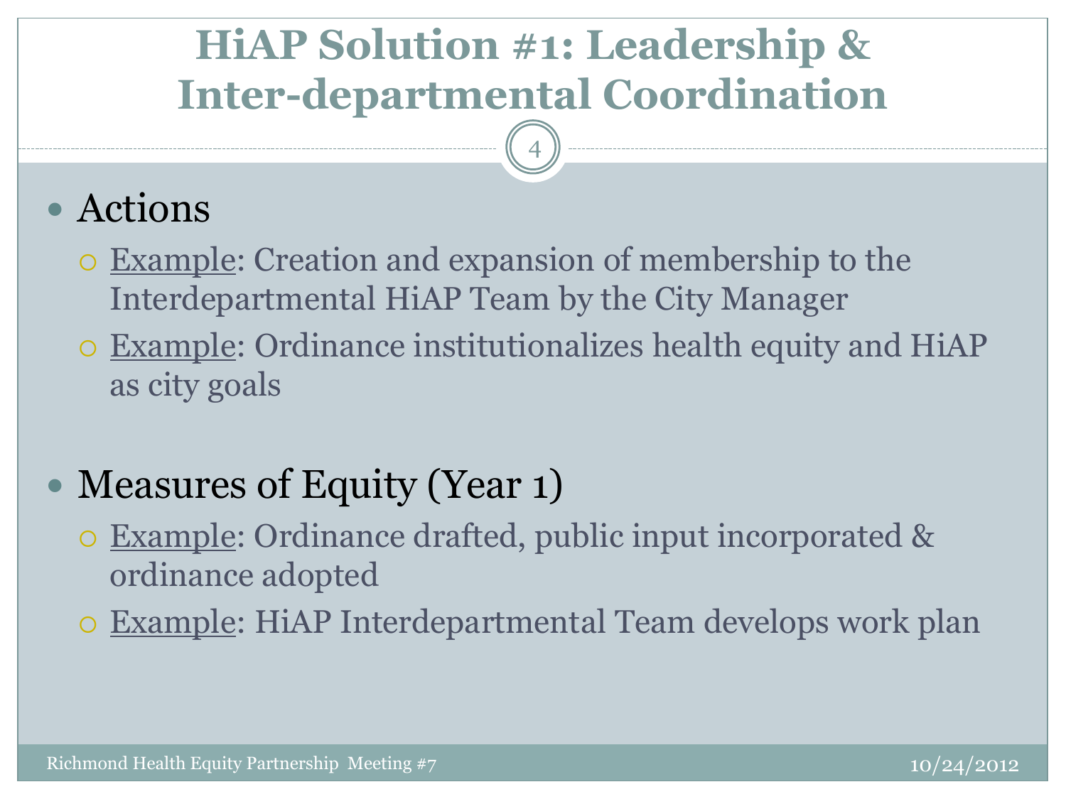# HiAP Solution #1: Leadership & Inter-departmental Coordination

- Actions
  - Example: Creation and expansion of membership to the Interdepartmental HiAP Team by the City Manager
  - Example: Ordinance institutionalizes health equity and HiAP as city goals

- Measures of Equity (Year 1)
  - Example: Ordinance drafted, public input incorporated & ordinance adopted
  - Example: HiAP Interdepartmental Team develops work plan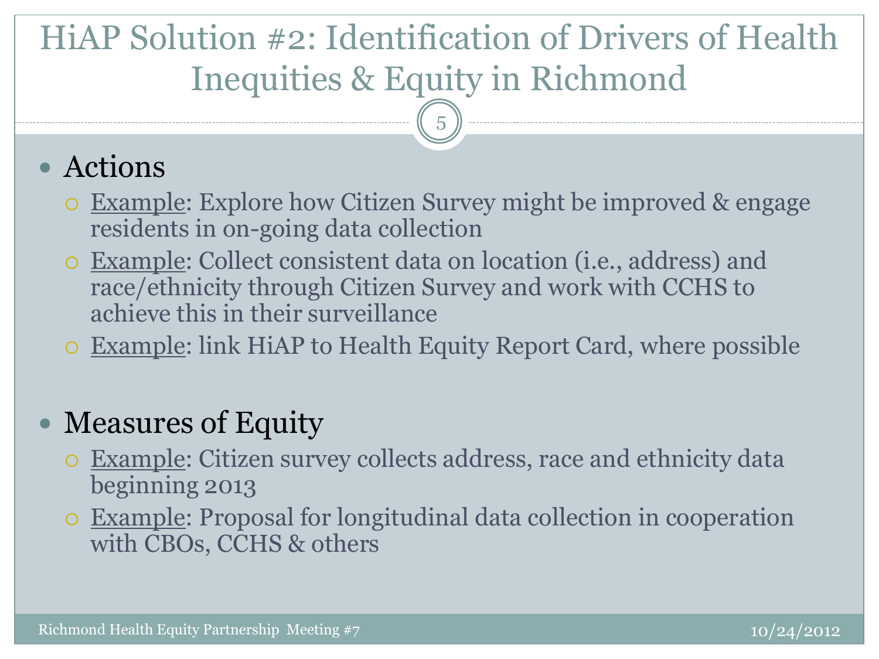# HiAP Solution #2: Identification of Drivers of Health Inequities & Equity in Richmond

- Actions
  - Example: Explore how Citizen Survey might be improved & engage residents in on-going data collection
  - Example: Collect consistent data on location (i.e., address) and race/ethnicity through Citizen Survey and work with CCHS to achieve this in their surveillance
  - Example: link HiAP to Health Equity Report Card, where possible
- Measures of Equity
  - Example: Citizen survey collects address, race and ethnicity data beginning 2013
  - Example: Proposal for longitudinal data collection in cooperation with CBOs, CCHS & others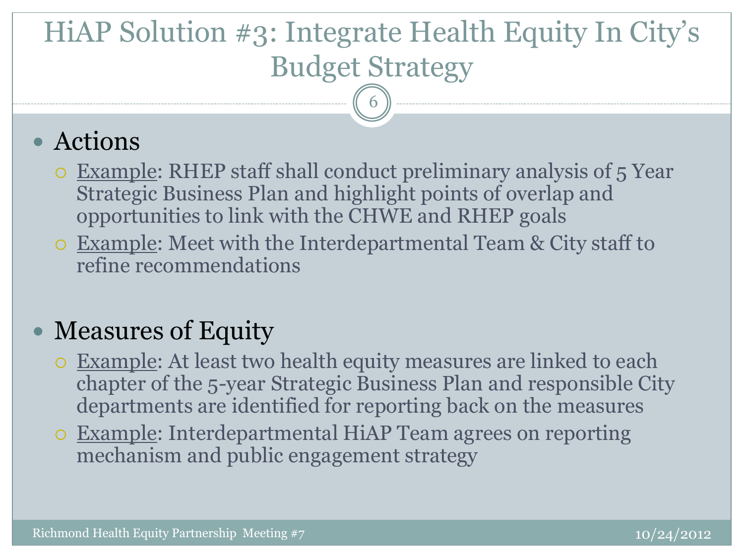# HiAP Solution #3: Integrate Health Equity In City's Budget Strategy

- Actions
  - Example: RHEP staff shall conduct preliminary analysis of 5 Year Strategic Business Plan and highlight points of overlap and opportunities to link with the CHWE and RHEP goals
  - Example: Meet with the Interdepartmental Team & City staff to refine recommendations

- Measures of Equity
  - Example: At least two health equity measures are linked to each chapter of the 5-year Strategic Business Plan and responsible City departments are identified for reporting back on the measures
  - Example: Interdepartmental HiAP Team agrees on reporting mechanism and public engagement strategy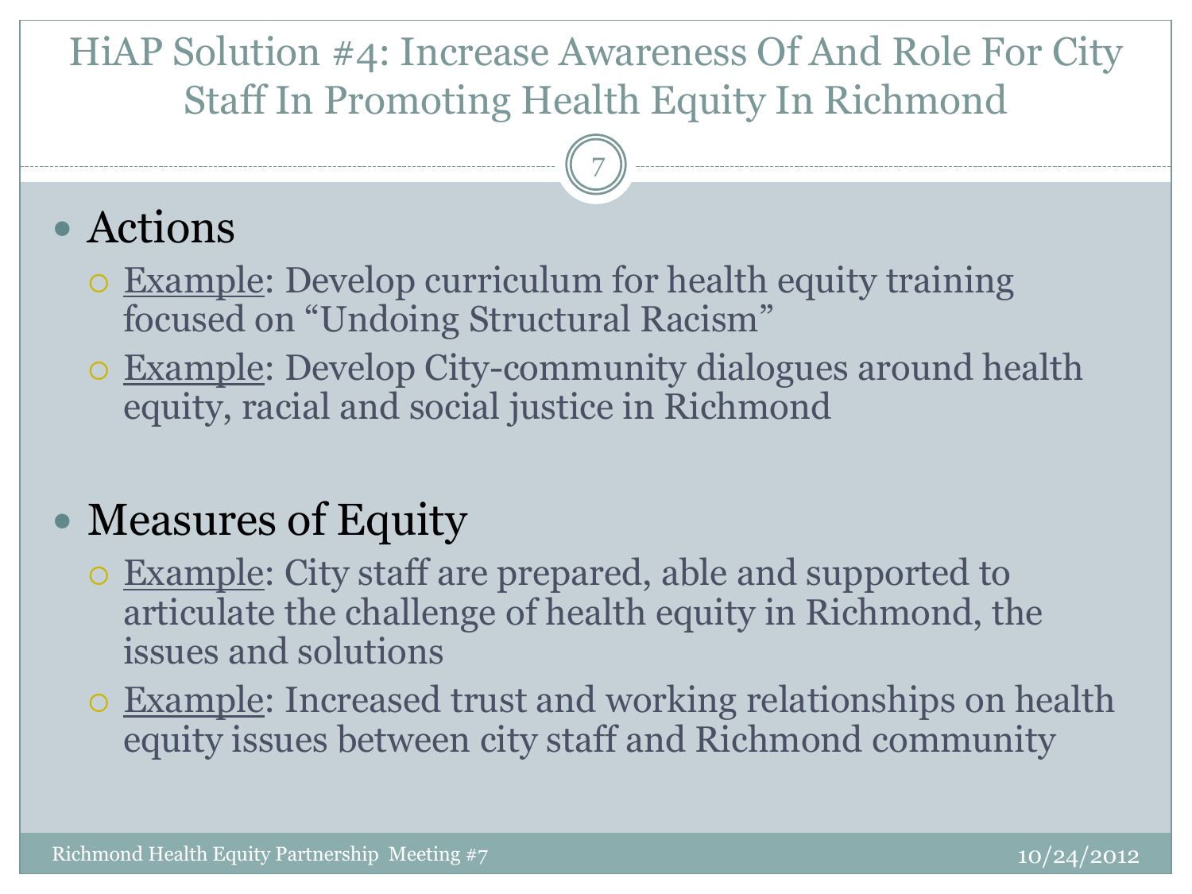# HiAP Solution #4: Increase Awareness Of And Role For City Staff In Promoting Health Equity In Richmond

- Actions
  - Example: Develop curriculum for health equity training focused on "Undoing Structural Racism"
  - Example: Develop City-community dialogues around health equity, racial and social justice in Richmond

- Measures of Equity
  - Example: City staff are prepared, able and supported to articulate the challenge of health equity in Richmond, the issues and solutions
  - Example: Increased trust and working relationships on health equity issues between city staff and Richmond community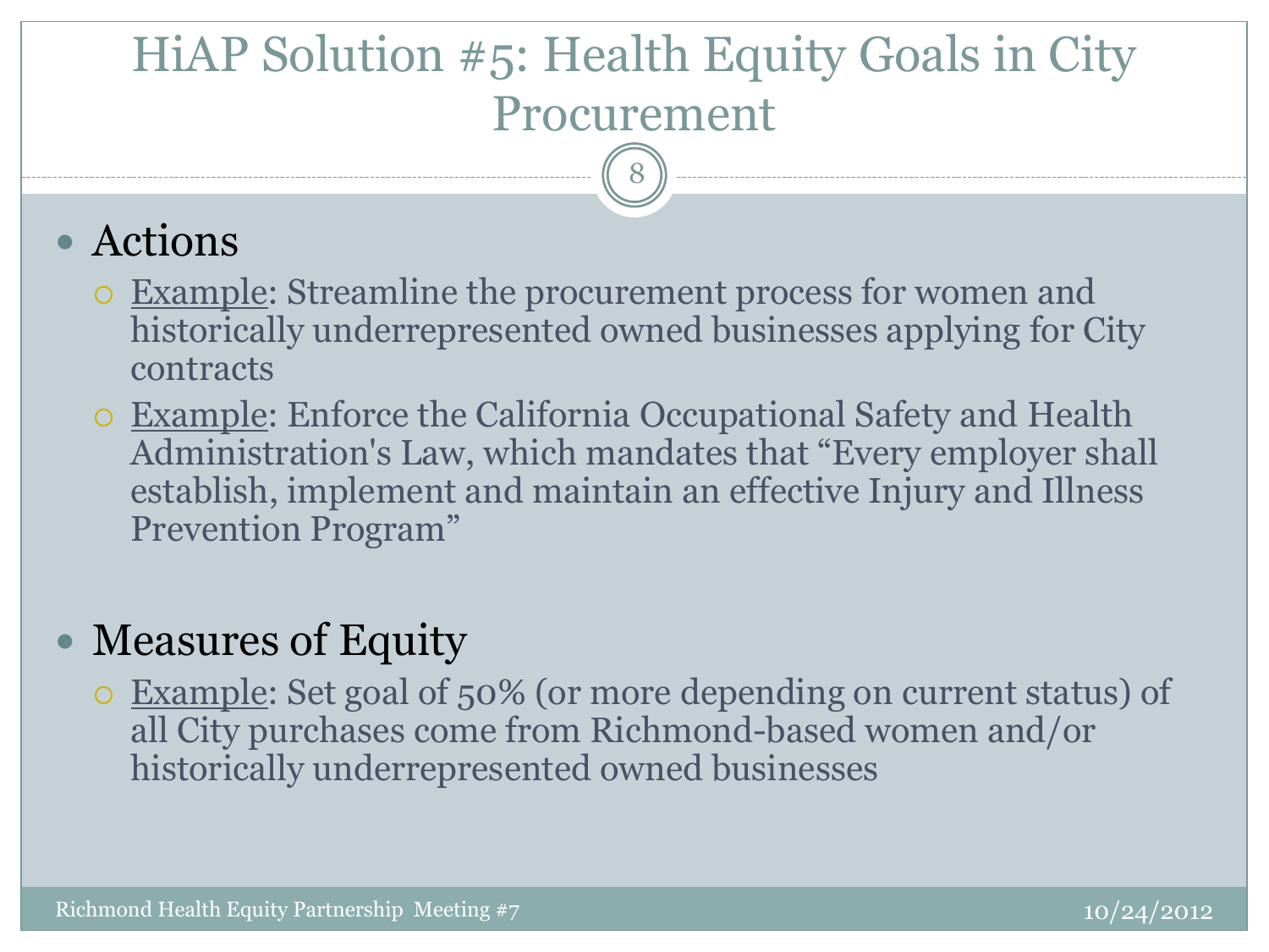# HiAP Solution #5: Health Equity Goals in City Procurement

- Actions
  - Example: Streamline the procurement process for women and historically underrepresented owned businesses applying for City contracts
  - Example: Enforce the California Occupational Safety and Health Administration's Law, which mandates that "Every employer shall establish, implement and maintain an effective Injury and Illness Prevention Program"

- Measures of Equity
  - Example: Set goal of 50% (or more depending on current status) of all City purchases come from Richmond-based women and/or historically underrepresented owned businesses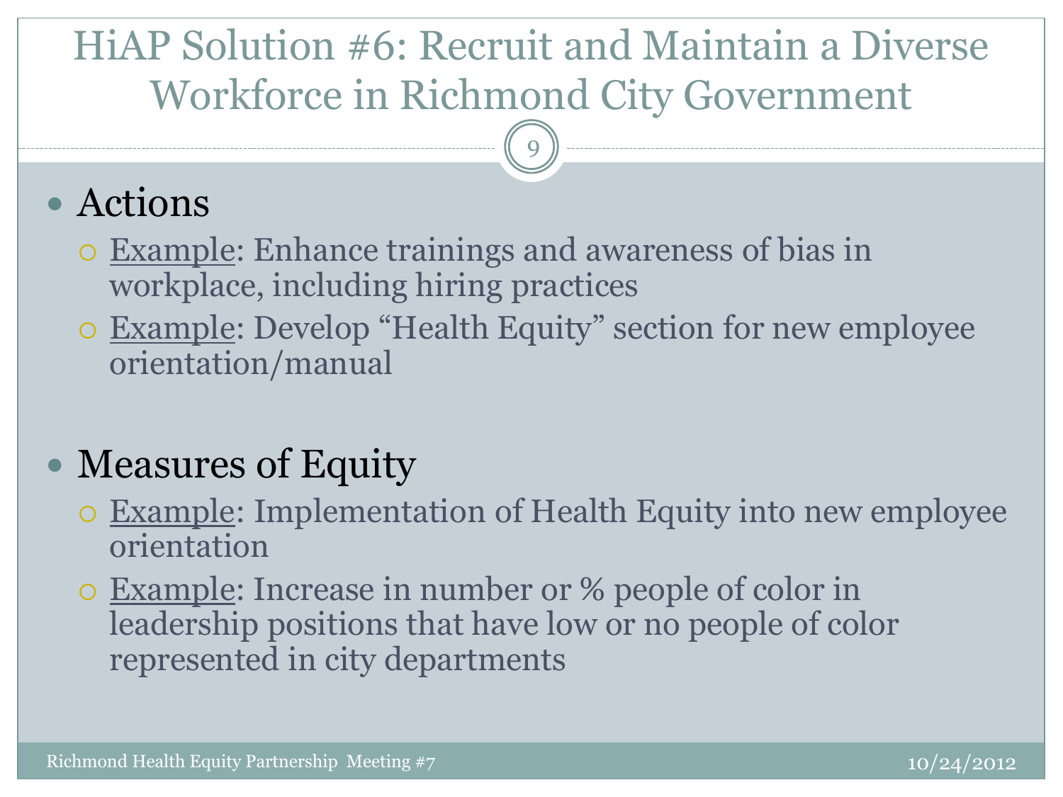# HiAP Solution #6: Recruit and Maintain a Diverse Workforce in Richmond City Government

- Actions
  - Example: Enhance trainings and awareness of bias in workplace, including hiring practices
  - Example: Develop "Health Equity" section for new employee orientation/manual

- Measures of Equity
  - Example: Implementation of Health Equity into new employee orientation
  - Example: Increase in number or % people of color in leadership positions that have low or no people of color represented in city departments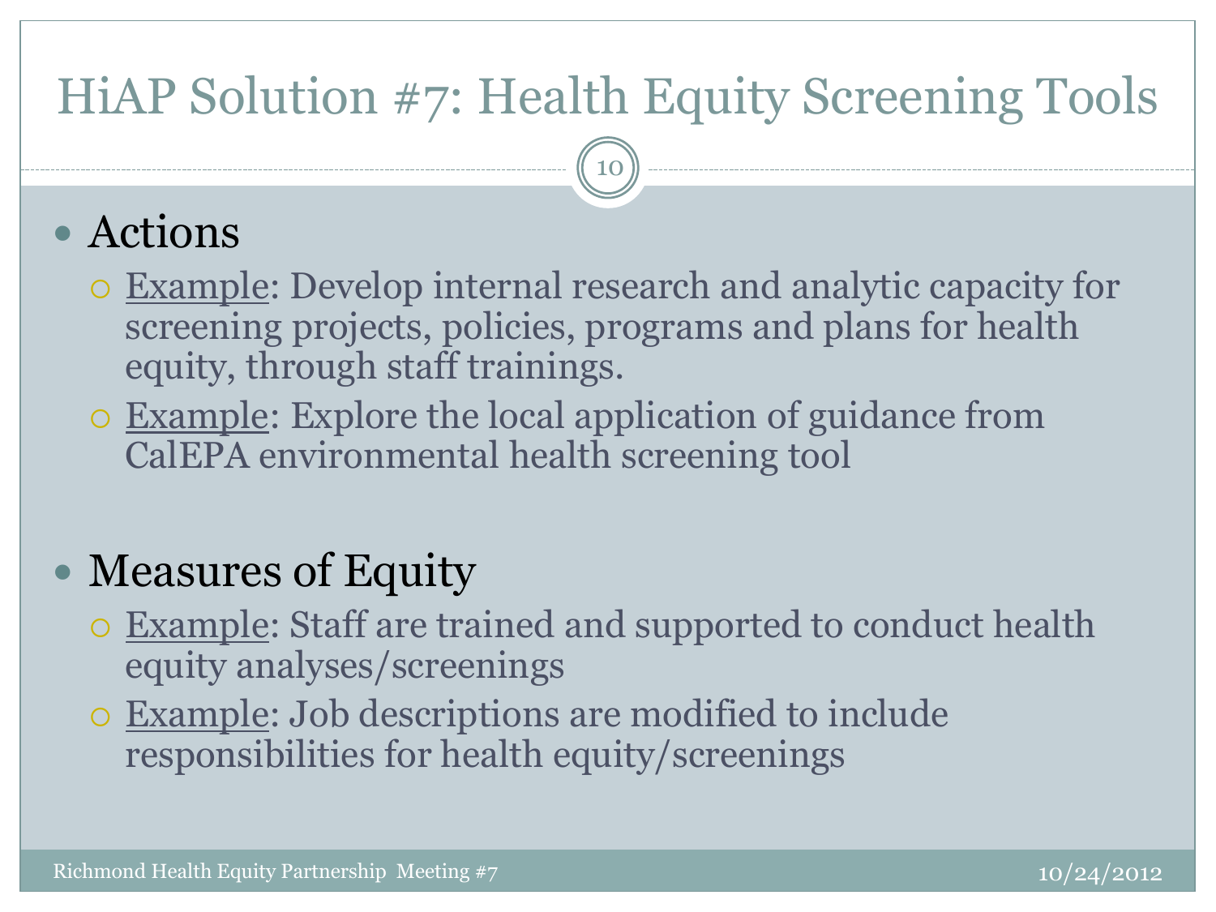# HiAP Solution #7: Health Equity Screening Tools

- Actions
  - Example: Develop internal research and analytic capacity for screening projects, policies, programs and plans for health equity, through staff trainings.
  - Example: Explore the local application of guidance from CalEPA environmental health screening tool

- Measures of Equity
  - Example: Staff are trained and supported to conduct health equity analyses/screenings
  - Example: Job descriptions are modified to include responsibilities for health equity/screenings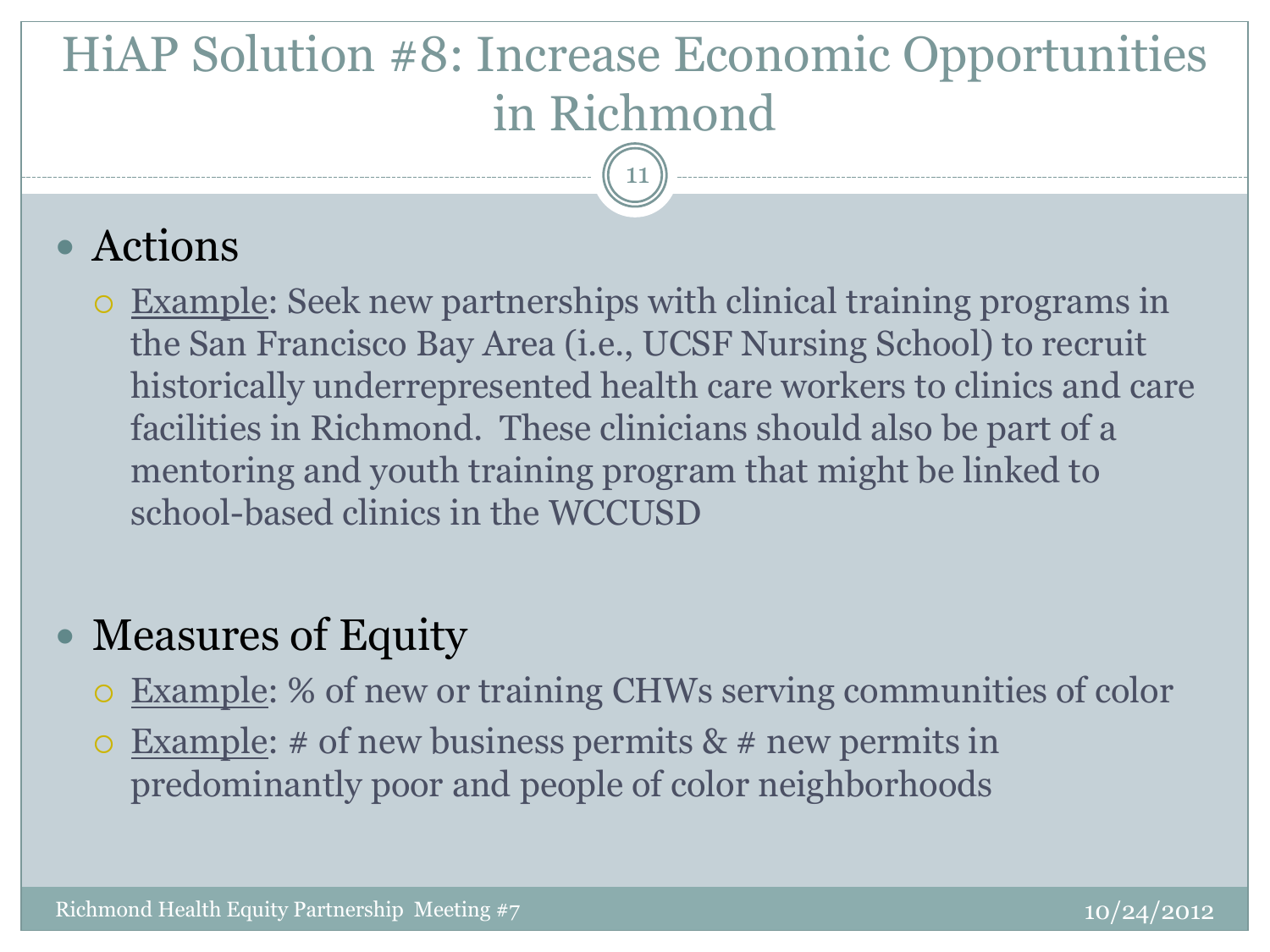# HiAP Solution #8: Increase Economic Opportunities in Richmond

- Actions
  - Example: Seek new partnerships with clinical training programs in the San Francisco Bay Area (i.e., UCSF Nursing School) to recruit historically underrepresented health care workers to clinics and care facilities in Richmond. These clinicians should also be part of a mentoring and youth training program that might be linked to school-based clinics in the WCCUSD

- Measures of Equity
  - Example: % of new or training CHWs serving communities of color
  - Example: # of new business permits & # new permits in predominantly poor and people of color neighborhoods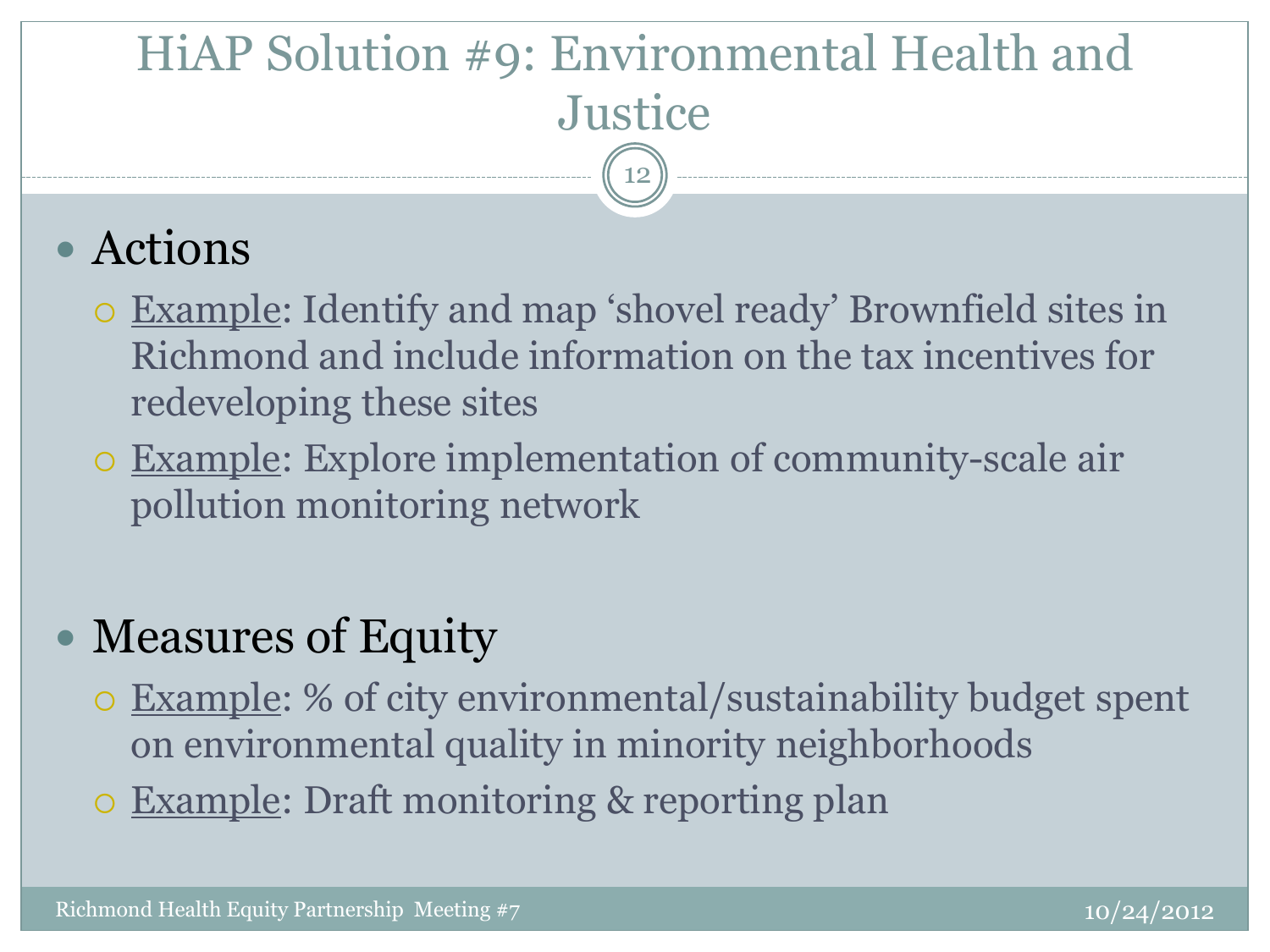# HiAP Solution #9: Environmental Health and Justice

- Actions
  - Example: Identify and map 'shovel ready' Brownfield sites in Richmond and include information on the tax incentives for redeveloping these sites
  - Example: Explore implementation of community-scale air pollution monitoring network

- Measures of Equity
  - Example: % of city environmental/sustainability budget spent on environmental quality in minority neighborhoods
  - Example: Draft monitoring & reporting plan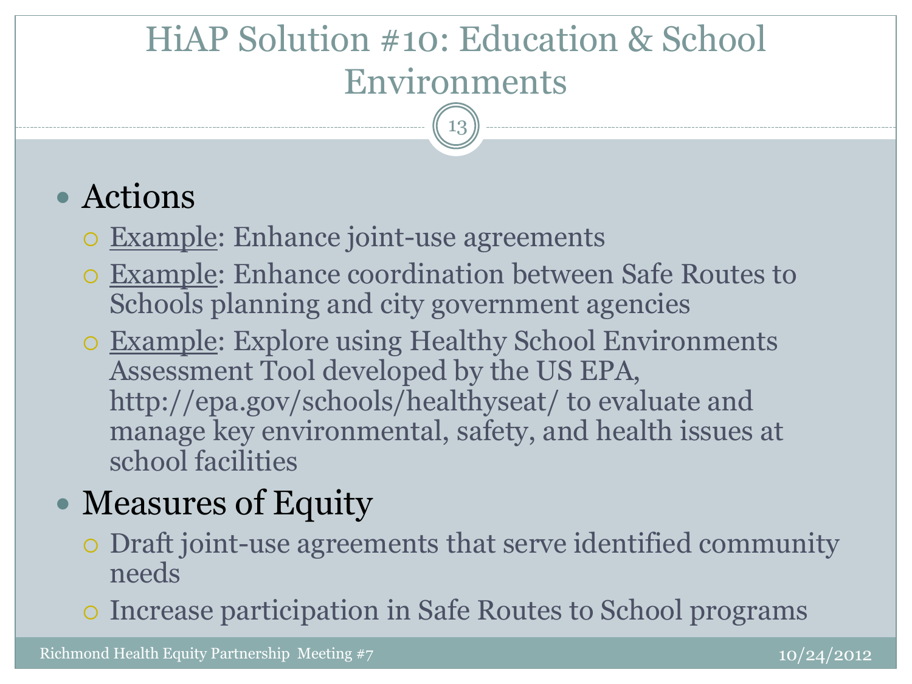# HiAP Solution #10: Education & School Environments

- Actions
  - Example: Enhance joint-use agreements
  - Example: Enhance coordination between Safe Routes to Schools planning and city government agencies
  - Example: Explore using Healthy School Environments Assessment Tool developed by the US EPA, http://epa.gov/schools/healthyseat/ to evaluate and manage key environmental, safety, and health issues at school facilities
- Measures of Equity
  - Draft joint-use agreements that serve identified community needs
  - Increase participation in Safe Routes to School programs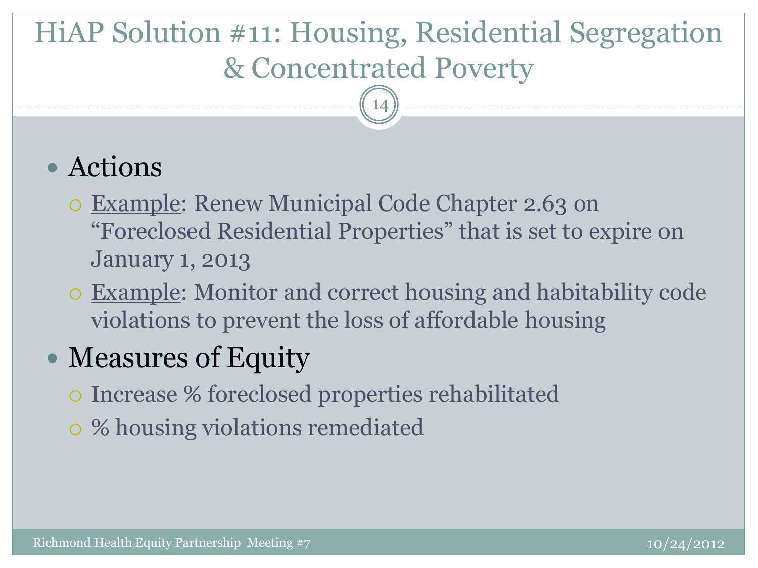# HiAP Solution #11: Housing, Residential Segregation & Concentrated Poverty

- Actions
  - Example: Renew Municipal Code Chapter 2.63 on “Foreclosed Residential Properties” that is set to expire on January 1, 2013
  - Example: Monitor and correct housing and habitability code violations to prevent the loss of affordable housing
- Measures of Equity
  - Increase % foreclosed properties rehabilitated
  - % housing violations remediated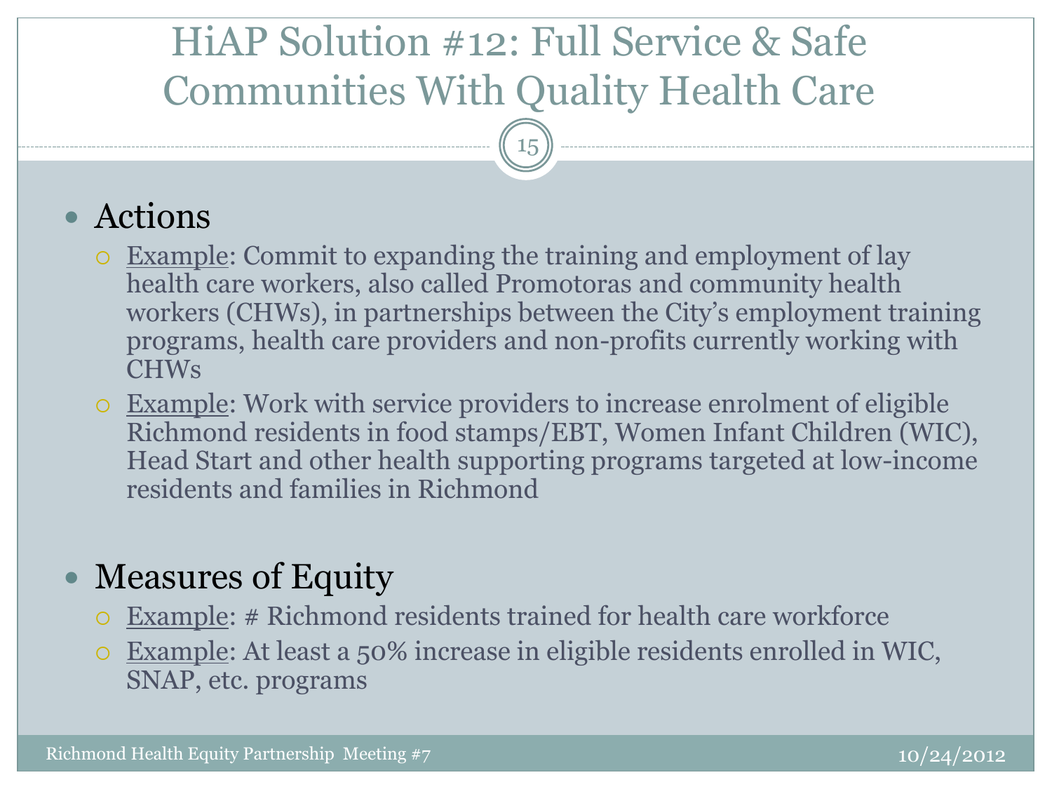# HiAP Solution #12: Full Service & Safe Communities With Quality Health Care

- Actions
  - Example: Commit to expanding the training and employment of lay health care workers, also called Promotoras and community health workers (CHWs), in partnerships between the City's employment training programs, health care providers and non-profits currently working with CHWs
  - Example: Work with service providers to increase enrolment of eligible Richmond residents in food stamps/EBT, Women Infant Children (WIC), Head Start and other health supporting programs targeted at low-income residents and families in Richmond

- Measures of Equity
  - Example: # Richmond residents trained for health care workforce
  - Example: At least a 50% increase in eligible residents enrolled in WIC, SNAP, etc. programs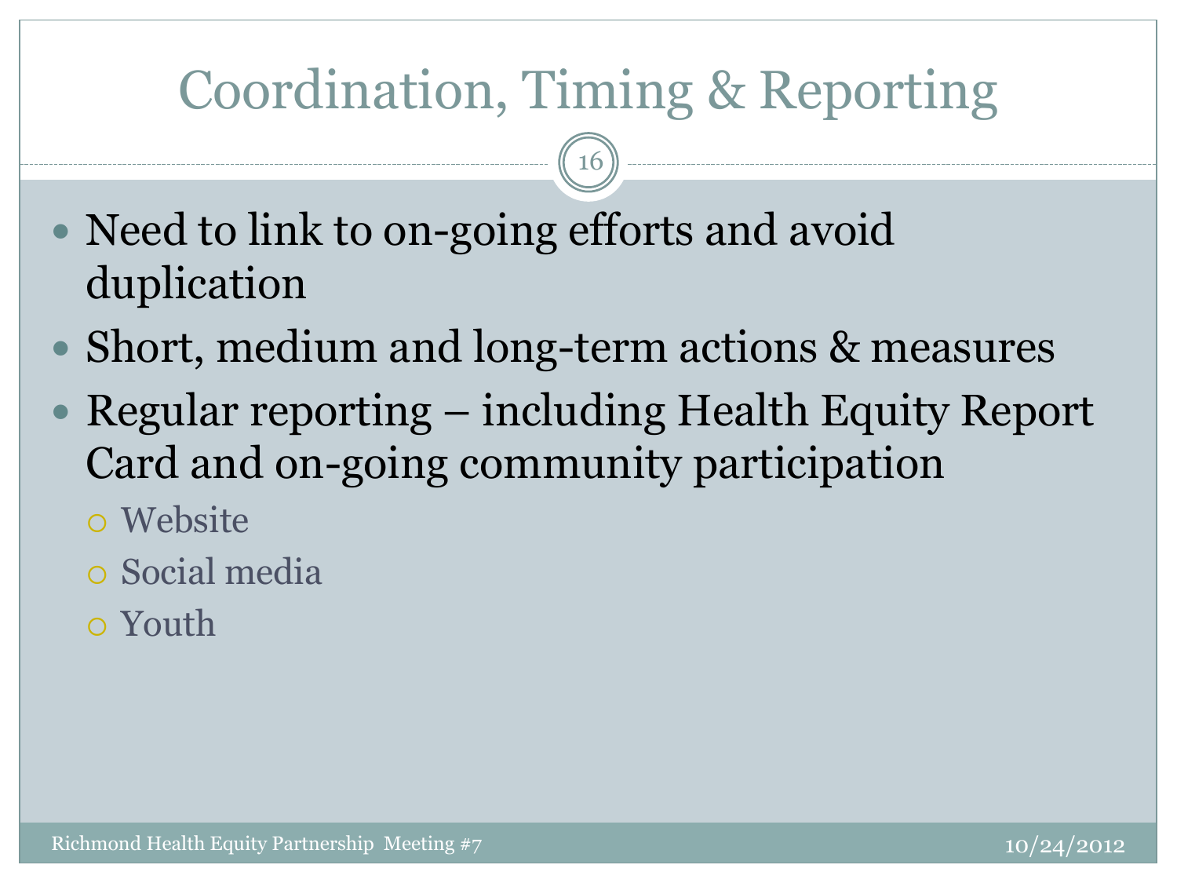# Coordination, Timing & Reporting

- Need to link to on-going efforts and avoid duplication
- Short, medium and long-term actions & measures
- Regular reporting – including Health Equity Report Card and on-going community participation
  - Website
  - Social media
  - Youth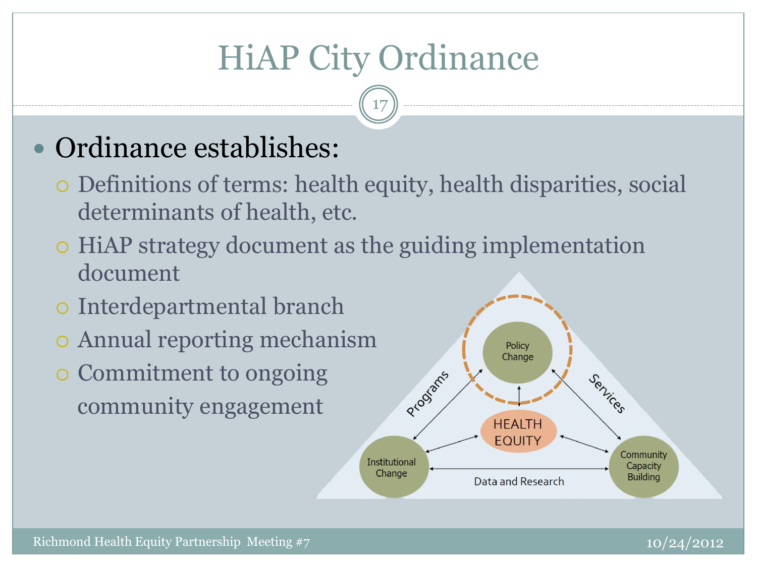# HiAP City Ordinance

- Ordinance establishes:
  - Definitions of terms: health equity, health disparities, social determinants of health, etc.
  - HiAP strategy document as the guiding implementation document
  - Interdepartmental branch
  - Annual reporting mechanism
  - Commitment to ongoing community engagement

Policy Change

Programs

Services

HEALTH EQUITY

Institutional Change

Community Capacity Building

Data and Research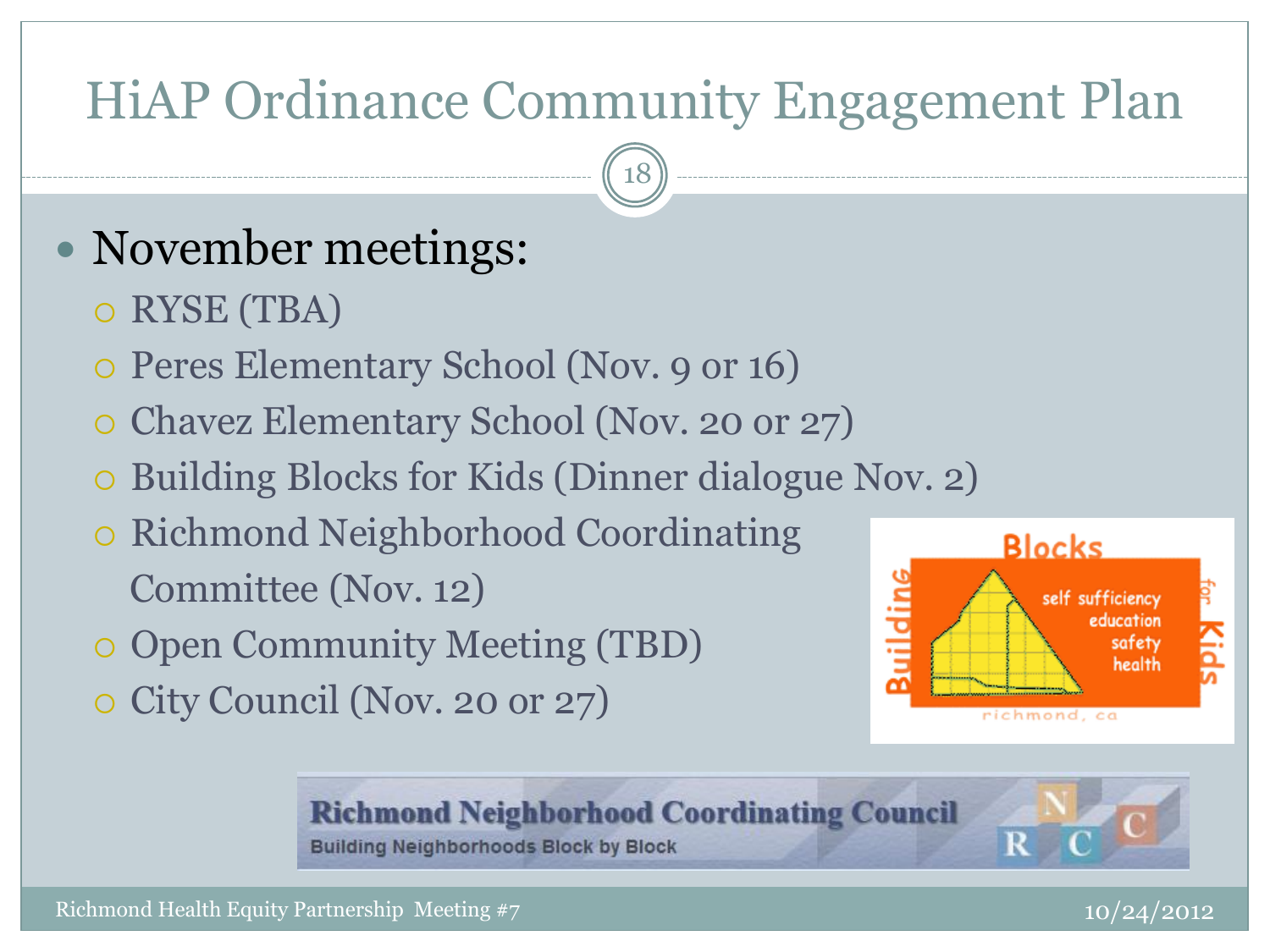# HiAP Ordinance Community Engagement Plan

- November meetings:
  - RYSE (TBA)
  - Peres Elementary School (Nov. 9 or 16)
  - Chavez Elementary School (Nov. 20 or 27)
  - Building Blocks for Kids (Dinner dialogue Nov. 2)
  - Richmond Neighborhood Coordinating Committee (Nov. 12)
  - Open Community Meeting (TBD)
  - City Council (Nov. 20 or 27)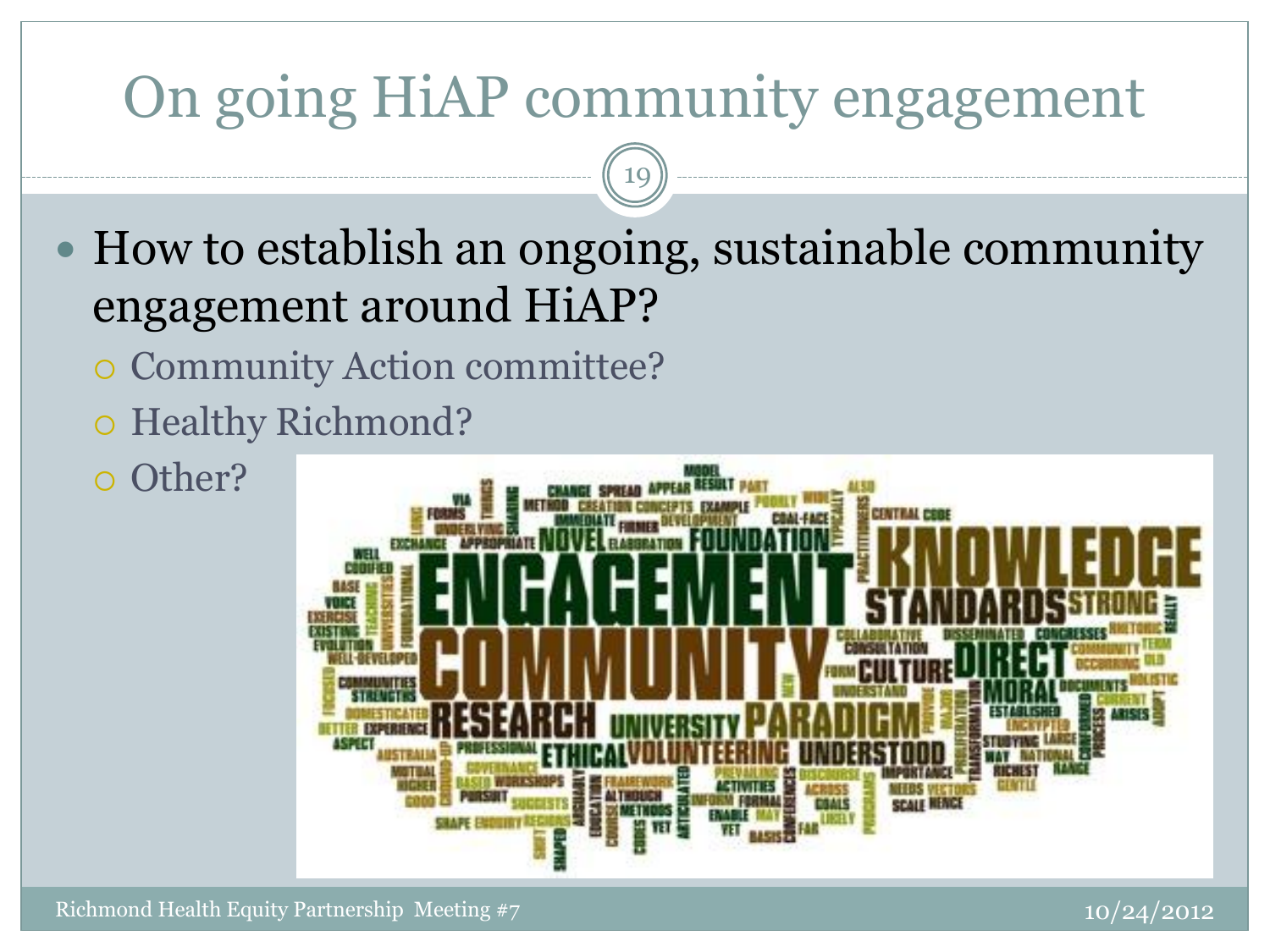# On going HiAP community engagement

- How to establish an ongoing, sustainable community engagement around HiAP?
  - Community Action committee?
  - Healthy Richmond?
  - Other?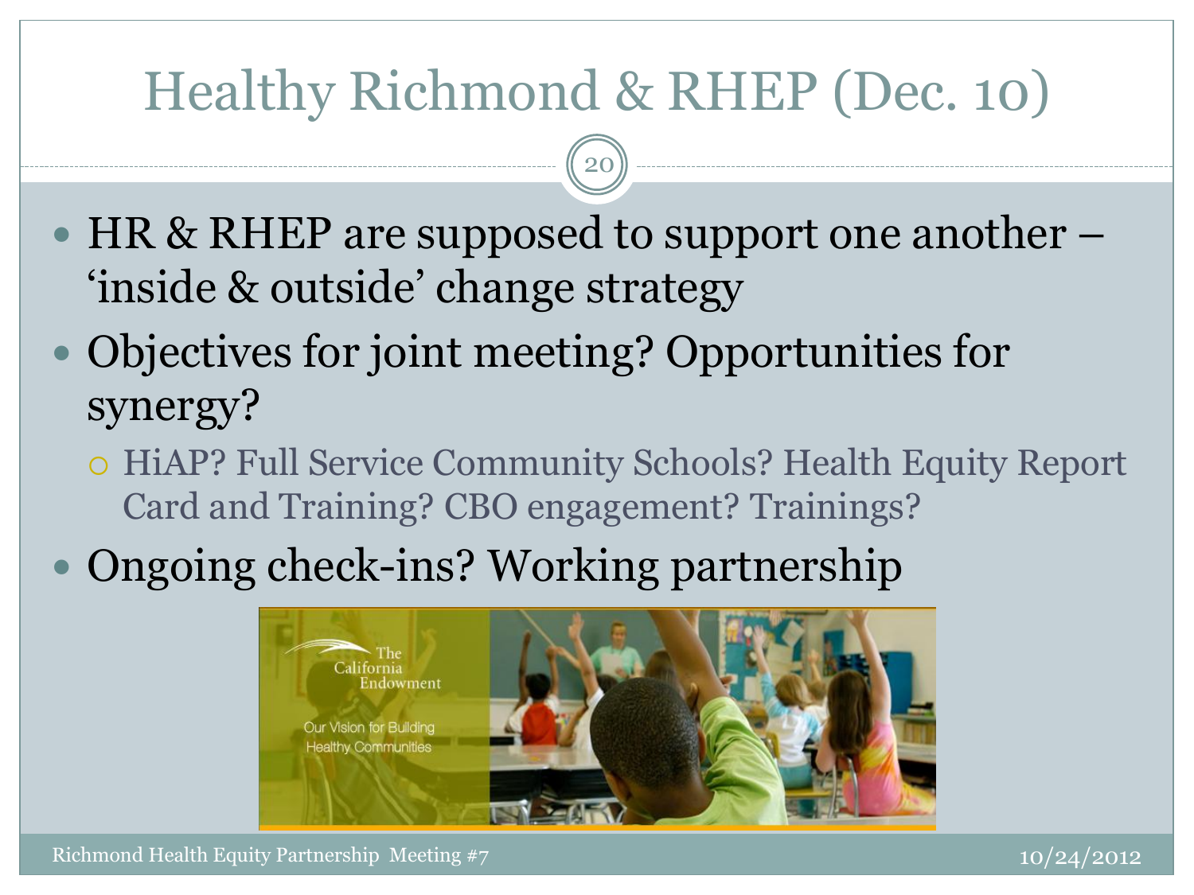# Healthy Richmond & RHEP (Dec. 10)

- HR & RHEP are supposed to support one another – 'inside & outside' change strategy
- Objectives for joint meeting? Opportunities for synergy?
  - HiAP? Full Service Community Schools? Health Equity Report Card and Training? CBO engagement? Trainings?
- Ongoing check-ins? Working partnership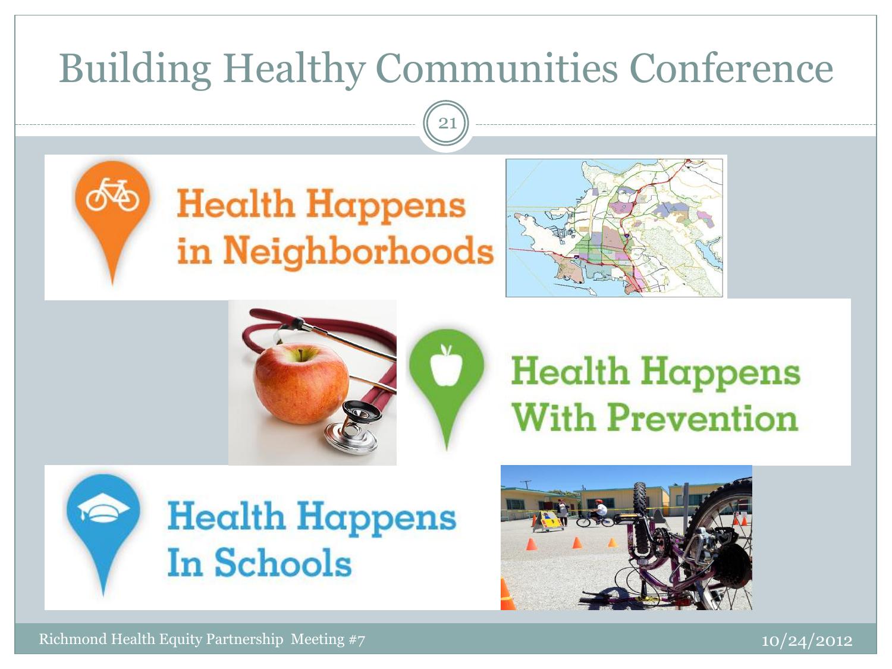# Building Healthy Communities Conference

Health Happens in Neighborhoods

Health Happens With Prevention

Health Happens In Schools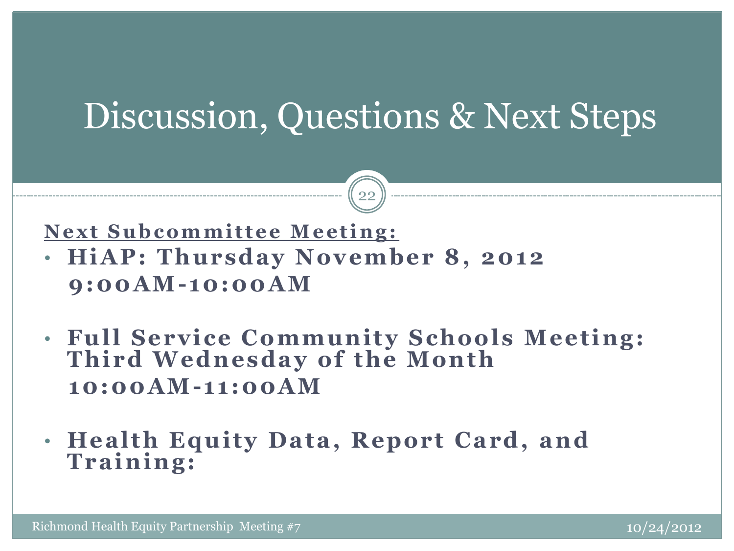# Discussion, Questions & Next Steps

**Next Subcommittee Meeting:**

- **HiAP: Thursday November 8, 2012 9:00AM-10:00AM**
- **Full Service Community Schools Meeting: Third Wednesday of the Month 10:00AM-11:00AM**
- **Health Equity Data, Report Card, and Training:**